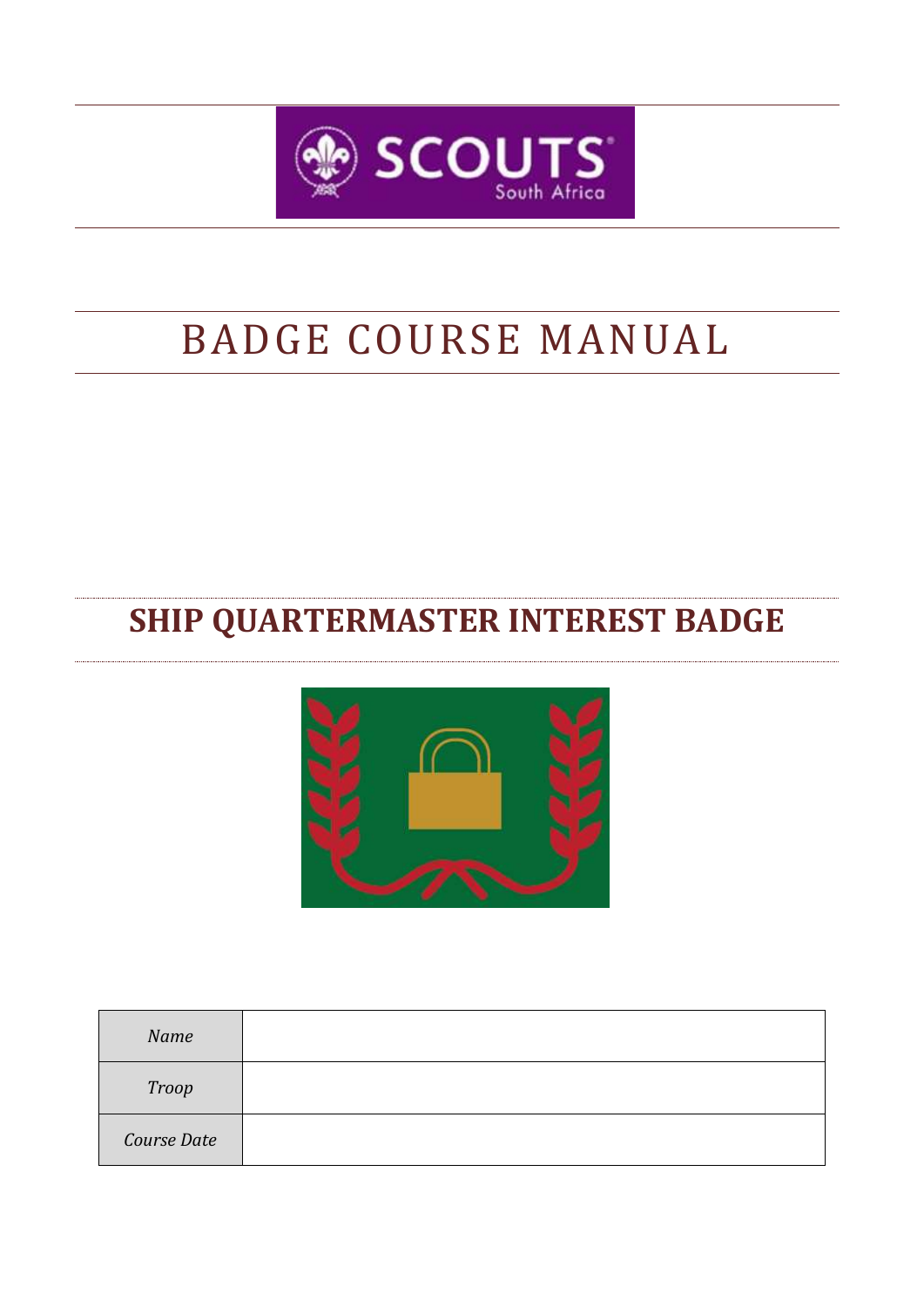# BADGE COURSE MANUAL

## SHIP QUARTERMASTER INTEREST BADGE

| *Name* | |
|---|---|
| *Troop* | |
| *Course Date* | |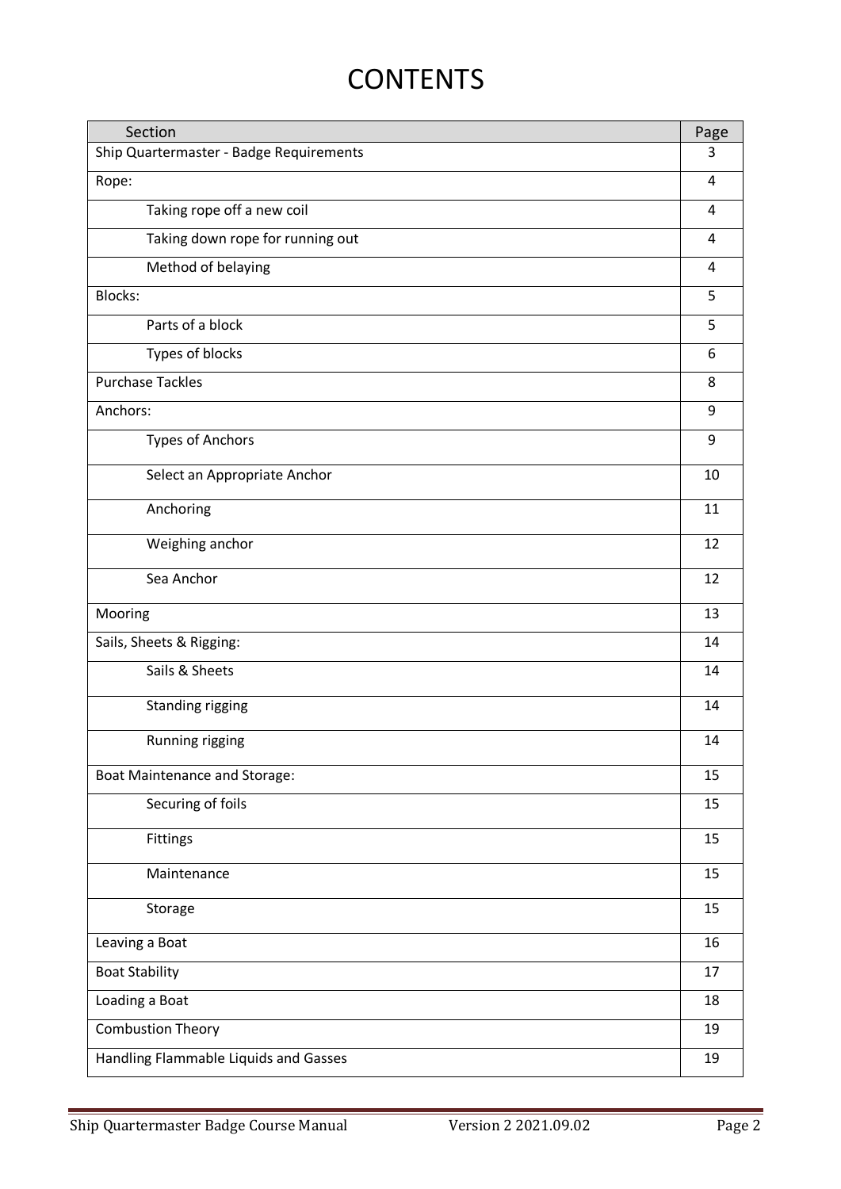# CONTENTS

| Section | Page |
|---|---|
| Ship Quartermaster - Badge Requirements | 3 |
| Rope: | 4 |
| Taking rope off a new coil | 4 |
| Taking down rope for running out | 4 |
| Method of belaying | 4 |
| Blocks: | 5 |
| Parts of a block | 5 |
| Types of blocks | 6 |
| Purchase Tackles | 8 |
| Anchors: | 9 |
| Types of Anchors | 9 |
| Select an Appropriate Anchor | 10 |
| Anchoring | 11 |
| Weighing anchor | 12 |
| Sea Anchor | 12 |
| Mooring | 13 |
| Sails, Sheets & Rigging: | 14 |
| Sails & Sheets | 14 |
| Standing rigging | 14 |
| Running rigging | 14 |
| Boat Maintenance and Storage: | 15 |
| Securing of foils | 15 |
| Fittings | 15 |
| Maintenance | 15 |
| Storage | 15 |
| Leaving a Boat | 16 |
| Boat Stability | 17 |
| Loading a Boat | 18 |
| Combustion Theory | 19 |
| Handling Flammable Liquids and Gasses | 19 |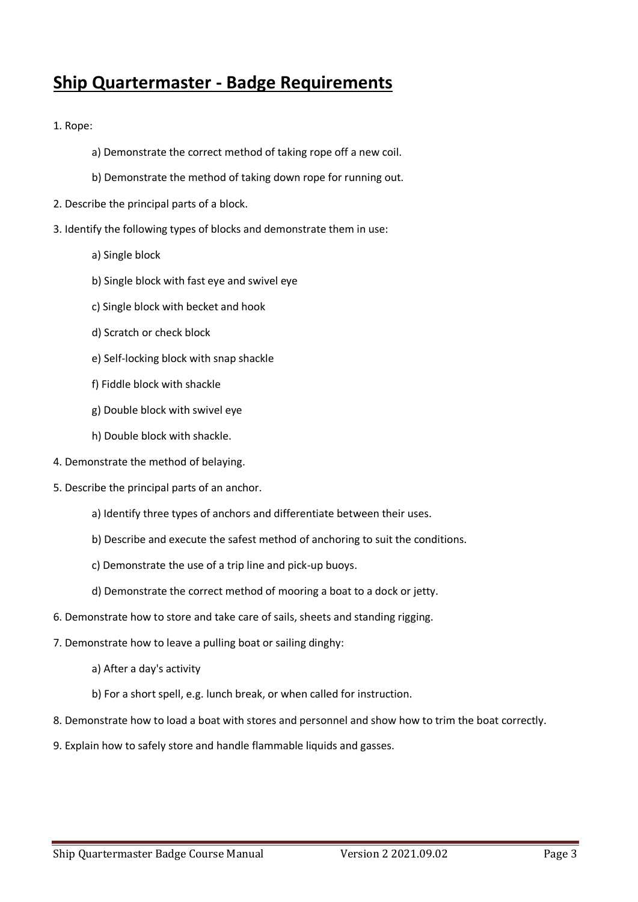# Ship Quartermaster - Badge Requirements

1. Rope:

    a) Demonstrate the correct method of taking rope off a new coil.

    b) Demonstrate the method of taking down rope for running out.

2. Describe the principal parts of a block.

3. Identify the following types of blocks and demonstrate them in use:

    a) Single block

    b) Single block with fast eye and swivel eye

    c) Single block with becket and hook

    d) Scratch or check block

    e) Self-locking block with snap shackle

    f) Fiddle block with shackle

    g) Double block with swivel eye

    h) Double block with shackle.

4. Demonstrate the method of belaying.

5. Describe the principal parts of an anchor.

    a) Identify three types of anchors and differentiate between their uses.

    b) Describe and execute the safest method of anchoring to suit the conditions.

    c) Demonstrate the use of a trip line and pick-up buoys.

    d) Demonstrate the correct method of mooring a boat to a dock or jetty.

6. Demonstrate how to store and take care of sails, sheets and standing rigging.

7. Demonstrate how to leave a pulling boat or sailing dinghy:

    a) After a day's activity

    b) For a short spell, e.g. lunch break, or when called for instruction.

8. Demonstrate how to load a boat with stores and personnel and show how to trim the boat correctly.

9. Explain how to safely store and handle flammable liquids and gasses.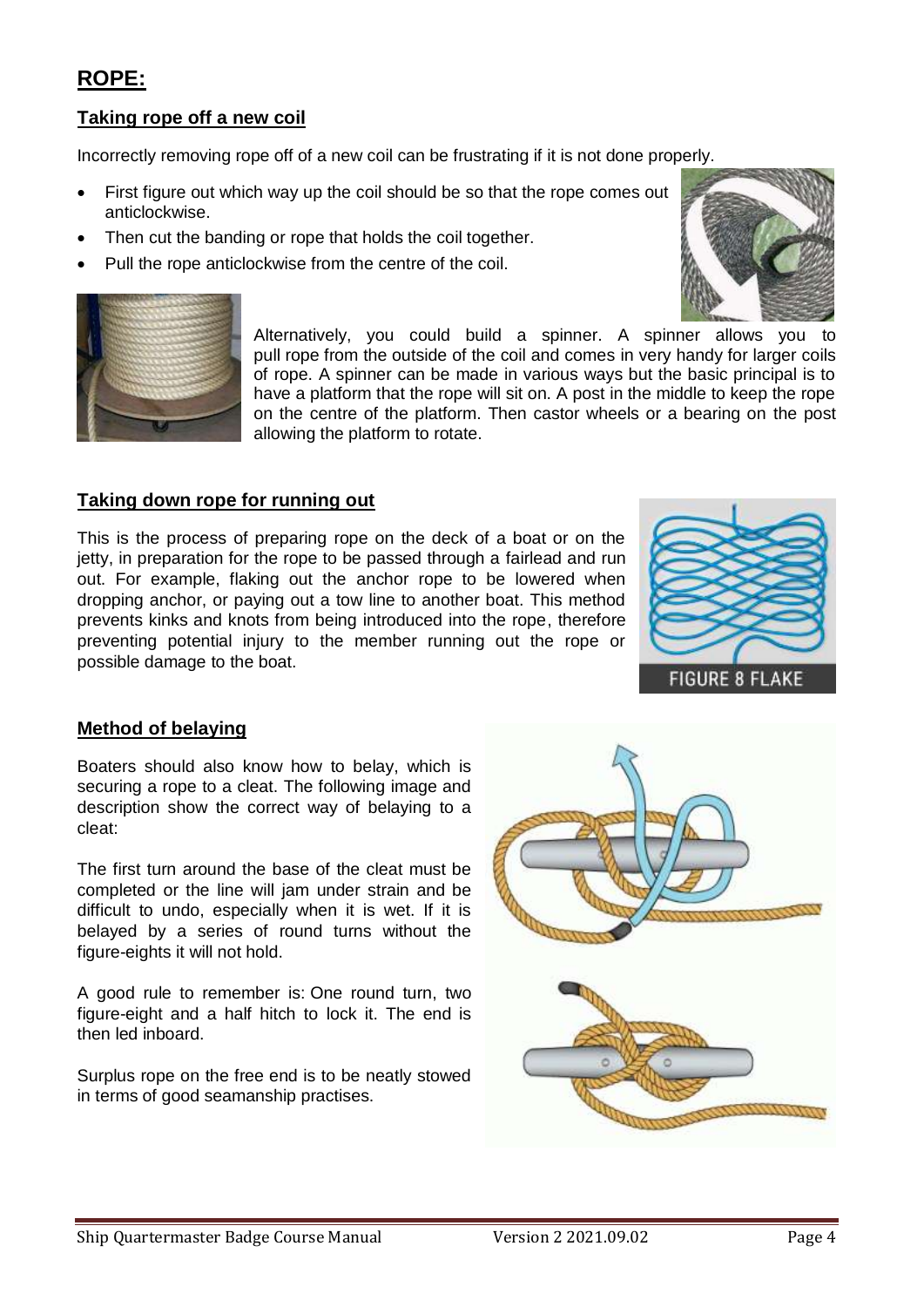# ROPE:

## Taking rope off a new coil

Incorrectly removing rope off of a new coil can be frustrating if it is not done properly.

- First figure out which way up the coil should be so that the rope comes out anticlockwise.
- Then cut the banding or rope that holds the coil together.
- Pull the rope anticlockwise from the centre of the coil.

Alternatively, you could build a spinner. A spinner allows you to pull rope from the outside of the coil and comes in very handy for larger coils of rope. A spinner can be made in various ways but the basic principal is to have a platform that the rope will sit on. A post in the middle to keep the rope on the centre of the platform. Then castor wheels or a bearing on the post allowing the platform to rotate.

## Taking down rope for running out

This is the process of preparing rope on the deck of a boat or on the jetty, in preparation for the rope to be passed through a fairlead and run out. For example, flaking out the anchor rope to be lowered when dropping anchor, or paying out a tow line to another boat. This method prevents kinks and knots from being introduced into the rope, therefore preventing potential injury to the member running out the rope or possible damage to the boat.

FIGURE 8 FLAKE

## Method of belaying

Boaters should also know how to belay, which is securing a rope to a cleat. The following image and description show the correct way of belaying to a cleat:

The first turn around the base of the cleat must be completed or the line will jam under strain and be difficult to undo, especially when it is wet. If it is belayed by a series of round turns without the figure-eights it will not hold.

A good rule to remember is: One round turn, two figure-eight and a half hitch to lock it. The end is then led inboard.

Surplus rope on the free end is to be neatly stowed in terms of good seamanship practises.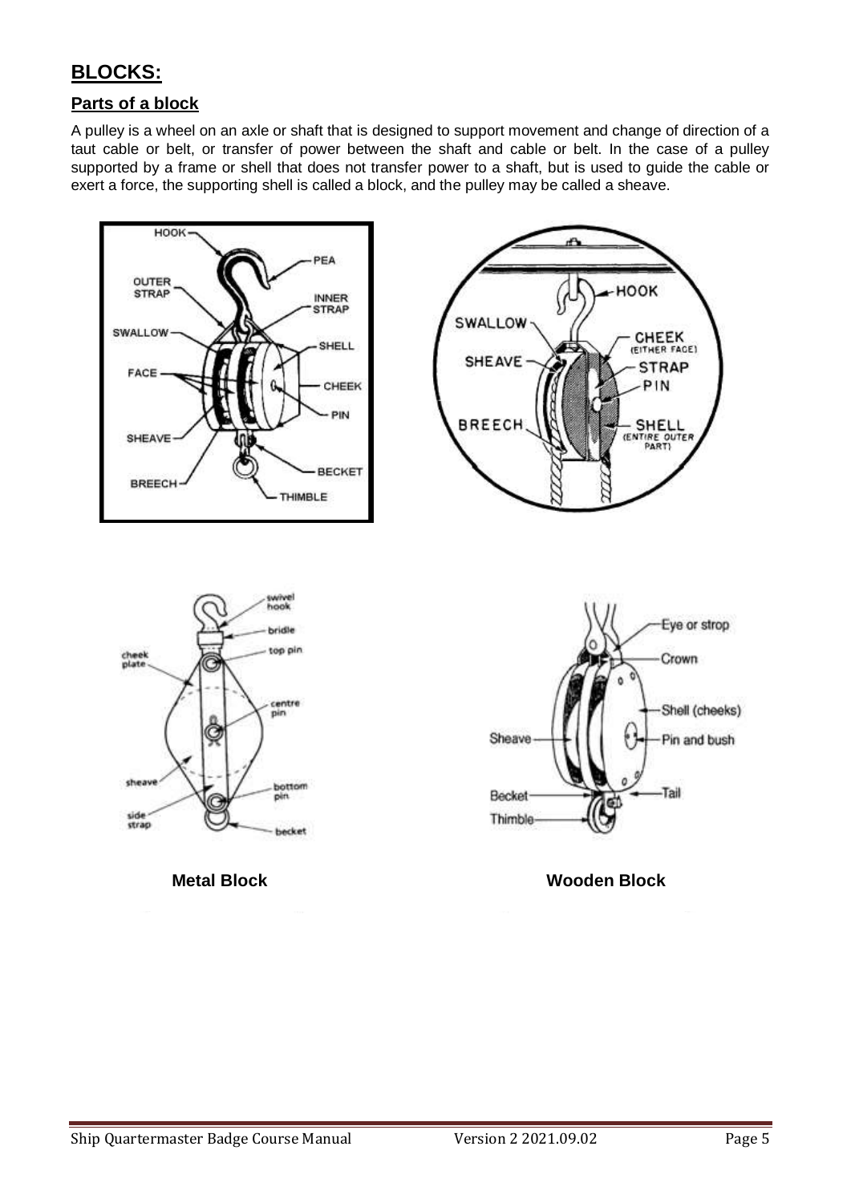# BLOCKS:

## Parts of a block

A pulley is a wheel on an axle or shaft that is designed to support movement and change of direction of a taut cable or belt, or transfer of power between the shaft and cable or belt. In the case of a pulley supported by a frame or shell that does not transfer power to a shaft, but is used to guide the cable or exert a force, the supporting shell is called a block, and the pulley may be called a sheave.

**Metal Block** **Wooden Block**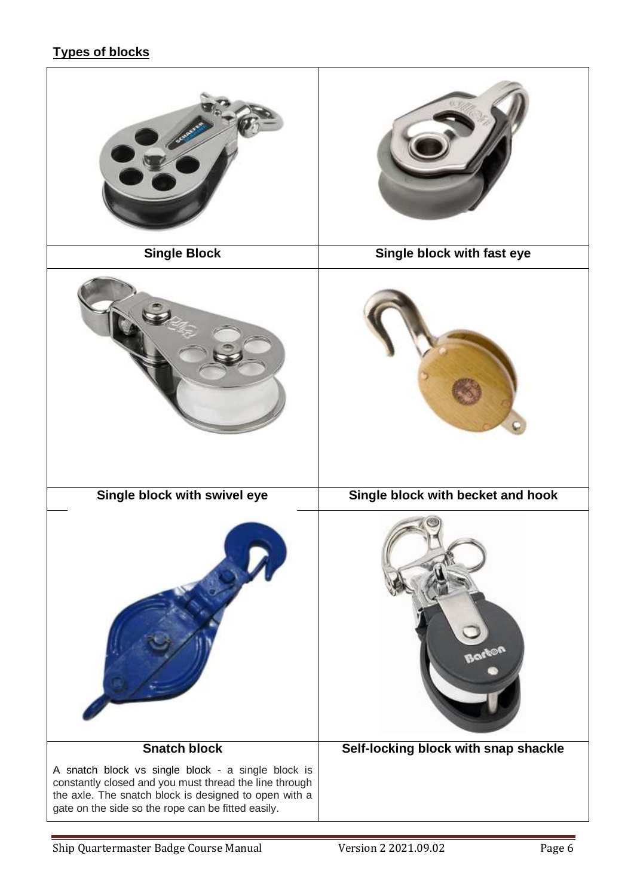**Types of blocks**

| Single Block | Single block with fast eye |
|---|---|
| Single block with swivel eye | Single block with becket and hook |
| Snatch block | Self-locking block with snap shackle |
| A snatch block vs single block - a single block is constantly closed and you must thread the line through the axle. The snatch block is designed to open with a gate on the side so the rope can be fitted easily. | |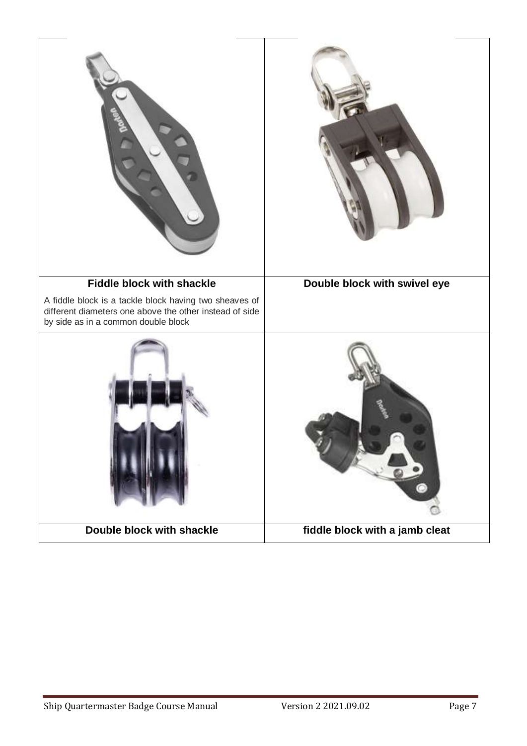| Fiddle block with shackle | Double block with swivel eye |
| --- | --- |
| A fiddle block is a tackle block having two sheaves of different diameters one above the other instead of side by side as in a common double block | |
| **Double block with shackle** | **fiddle block with a jamb cleat** |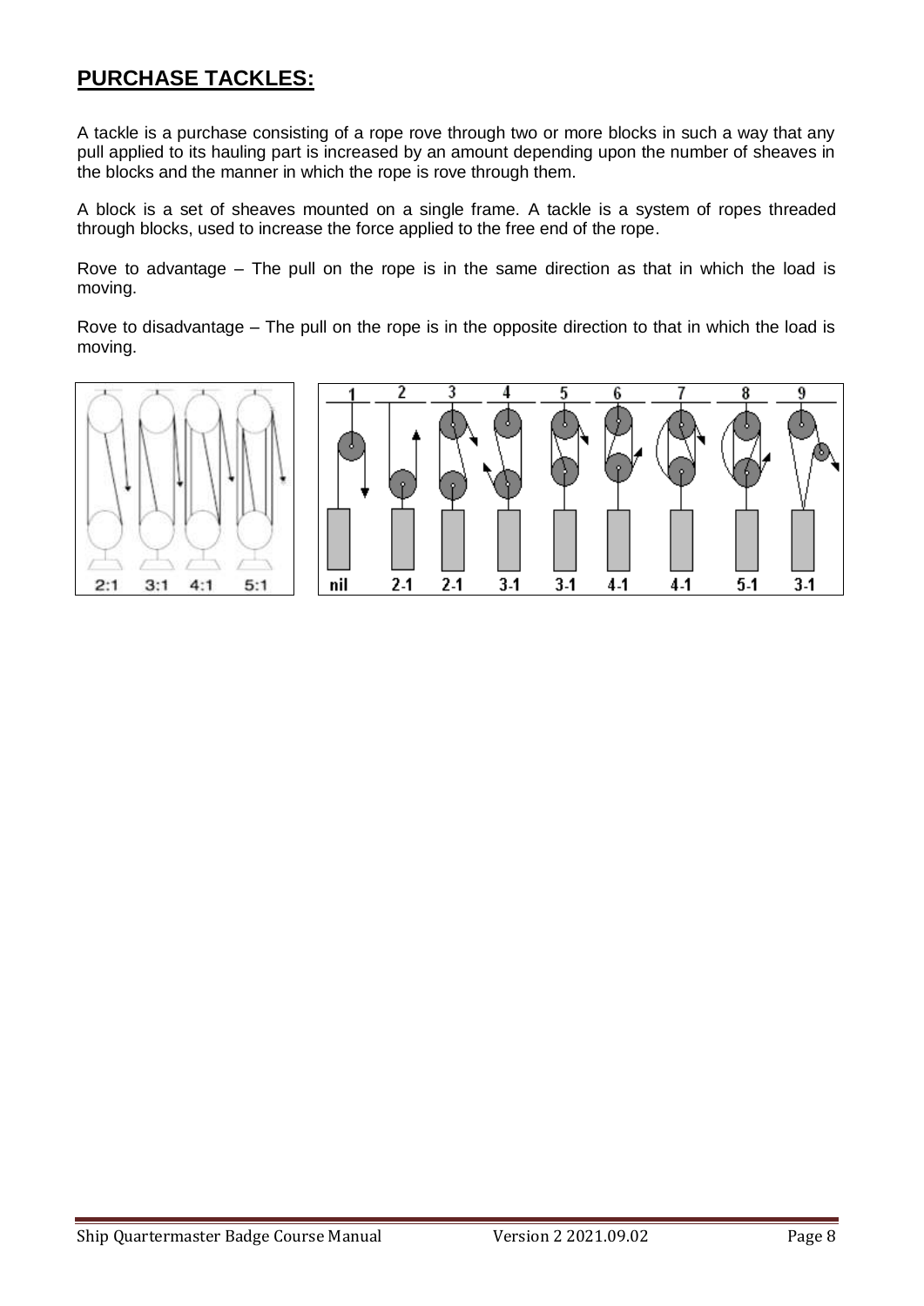## **PURCHASE TACKLES:**

A tackle is a purchase consisting of a rope rove through two or more blocks in such a way that any pull applied to its hauling part is increased by an amount depending upon the number of sheaves in the blocks and the manner in which the rope is rove through them.

A block is a set of sheaves mounted on a single frame. A tackle is a system of ropes threaded through blocks, used to increase the force applied to the free end of the rope.

Rove to advantage – The pull on the rope is in the same direction as that in which the load is moving.

Rove to disadvantage – The pull on the rope is in the opposite direction to that in which the load is moving.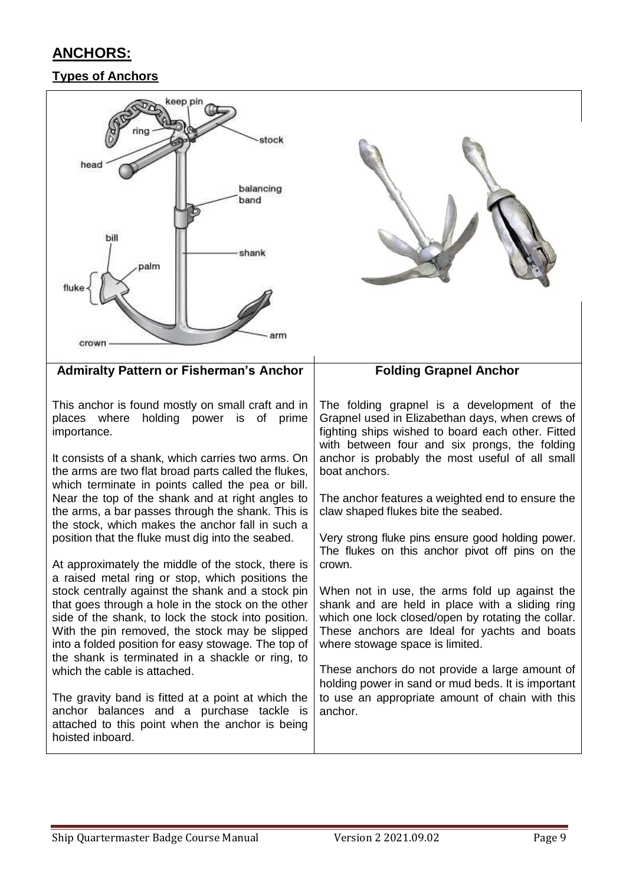## ANCHORS:

### Types of Anchors

| Admiralty Pattern or Fisherman's Anchor | Folding Grapnel Anchor |
| --- | --- |
| This anchor is found mostly on small craft and in places where holding power is of prime importance.<br><br>It consists of a shank, which carries two arms. On the arms are two flat broad parts called the flukes, which terminate in points called the pea or bill. Near the top of the shank and at right angles to the arms, a bar passes through the shank. This is the stock, which makes the anchor fall in such a position that the fluke must dig into the seabed.<br><br>At approximately the middle of the stock, there is a raised metal ring or stop, which positions the stock centrally against the shank and a stock pin that goes through a hole in the stock on the other side of the shank, to lock the stock into position. With the pin removed, the stock may be slipped into a folded position for easy stowage. The top of the shank is terminated in a shackle or ring, to which the cable is attached.<br><br>The gravity band is fitted at a point at which the anchor balances and a purchase tackle is attached to this point when the anchor is being hoisted inboard. | The folding grapnel is a development of the Grapnel used in Elizabethan days, when crews of fighting ships wished to board each other. Fitted with between four and six prongs, the folding anchor is probably the most useful of all small boat anchors.<br><br>The anchor features a weighted end to ensure the claw shaped flukes bite the seabed.<br><br>Very strong fluke pins ensure good holding power. The flukes on this anchor pivot off pins on the crown.<br><br>When not in use, the arms fold up against the shank and are held in place with a sliding ring which one lock closed/open by rotating the collar. These anchors are Ideal for yachts and boats where stowage space is limited.<br><br>These anchors do not provide a large amount of holding power in sand or mud beds. It is important to use an appropriate amount of chain with this anchor. |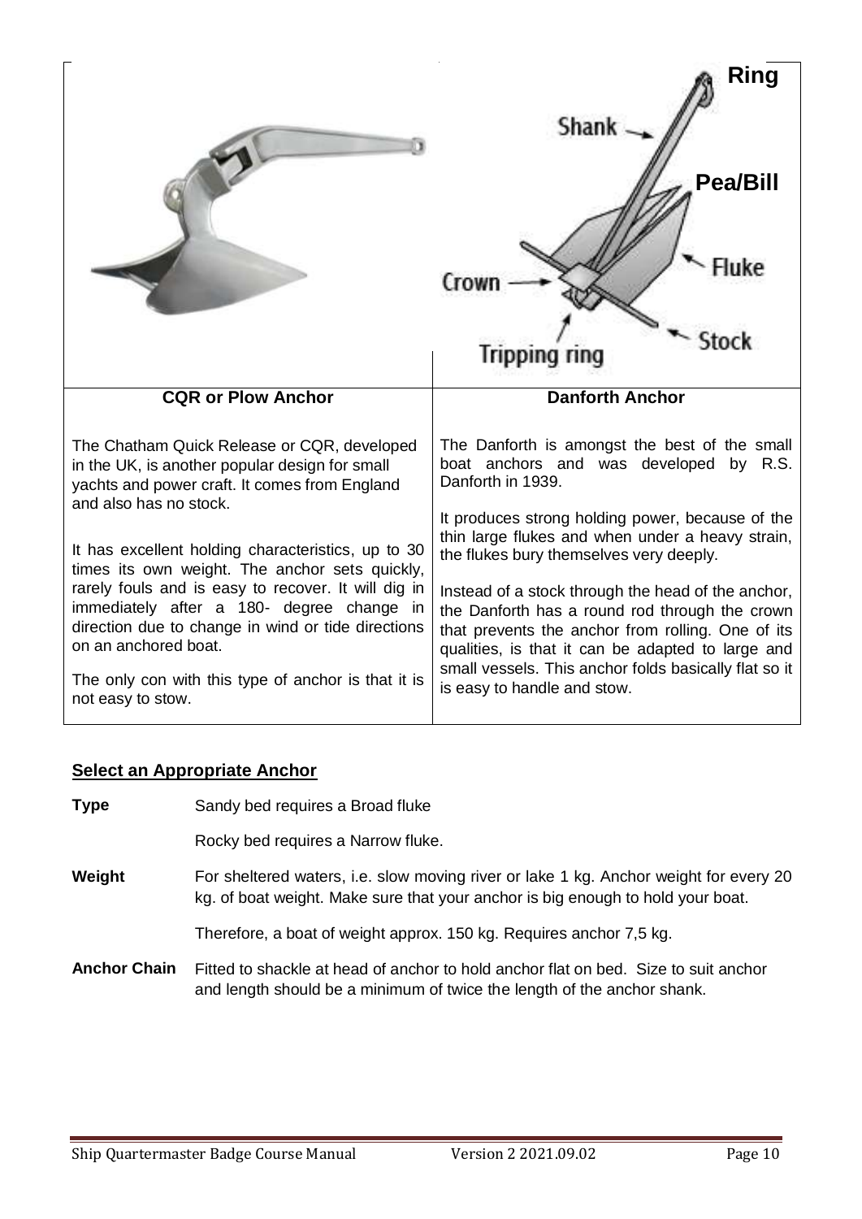Ring

Shank

Pea/Bill

Fluke

Crown

Stock

Tripping ring

| CQR or Plow Anchor | Danforth Anchor |
| --- | --- |
| The Chatham Quick Release or CQR, developed in the UK, is another popular design for small yachts and power craft. It comes from England and also has no stock.<br><br>It has excellent holding characteristics, up to 30 times its own weight. The anchor sets quickly, rarely fouls and is easy to recover. It will dig in immediately after a 180- degree change in direction due to change in wind or tide directions on an anchored boat.<br><br>The only con with this type of anchor is that it is not easy to stow. | The Danforth is amongst the best of the small boat anchors and was developed by R.S. Danforth in 1939.<br><br>It produces strong holding power, because of the thin large flukes and when under a heavy strain, the flukes bury themselves very deeply.<br><br>Instead of a stock through the head of the anchor, the Danforth has a round rod through the crown that prevents the anchor from rolling. One of its qualities, is that it can be adapted to large and small vessels. This anchor folds basically flat so it is easy to handle and stow. |

## Select an Appropriate Anchor

**Type** Sandy bed requires a Broad fluke

Rocky bed requires a Narrow fluke.

**Weight** For sheltered waters, i.e. slow moving river or lake 1 kg. Anchor weight for every 20 kg. of boat weight. Make sure that your anchor is big enough to hold your boat.

Therefore, a boat of weight approx. 150 kg. Requires anchor 7,5 kg.

**Anchor Chain** Fitted to shackle at head of anchor to hold anchor flat on bed. Size to suit anchor and length should be a minimum of twice the length of the anchor shank.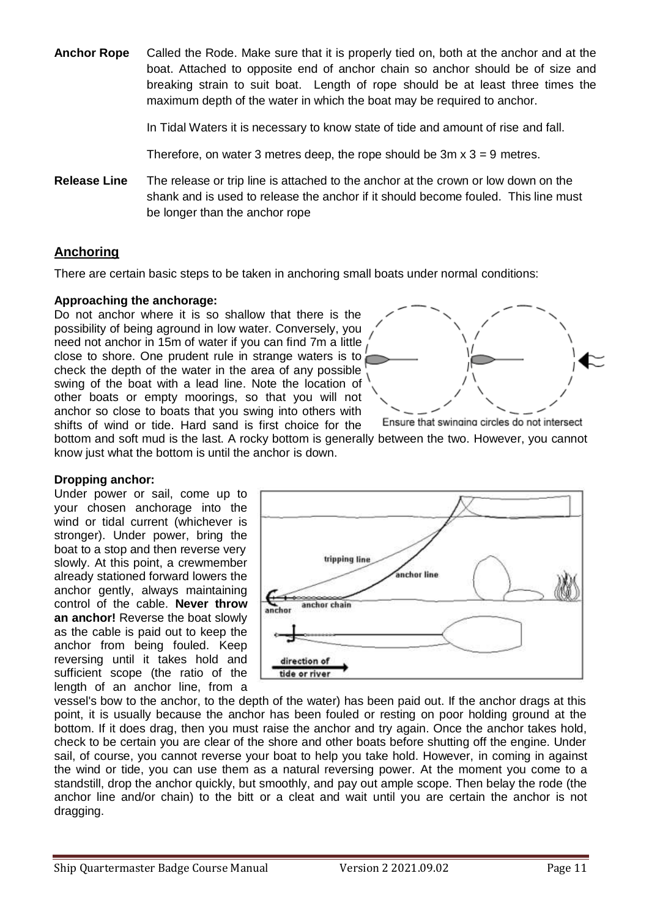**Anchor Rope** Called the Rode. Make sure that it is properly tied on, both at the anchor and at the boat. Attached to opposite end of anchor chain so anchor should be of size and breaking strain to suit boat. Length of rope should be at least three times the maximum depth of the water in which the boat may be required to anchor.

In Tidal Waters it is necessary to know state of tide and amount of rise and fall.

Therefore, on water 3 metres deep, the rope should be 3m x 3 = 9 metres.

**Release Line** The release or trip line is attached to the anchor at the crown or low down on the shank and is used to release the anchor if it should become fouled. This line must be longer than the anchor rope

## Anchoring

There are certain basic steps to be taken in anchoring small boats under normal conditions:

**Approaching the anchorage:**
Do not anchor where it is so shallow that there is the possibility of being aground in low water. Conversely, you need not anchor in 15m of water if you can find 7m a little close to shore. One prudent rule in strange waters is to check the depth of the water in the area of any possible swing of the boat with a lead line. Note the location of other boats or empty moorings, so that you will not anchor so close to boats that you swing into others with shifts of wind or tide. Hard sand is first choice for the bottom and soft mud is the last. A rocky bottom is generally between the two. However, you cannot know just what the bottom is until the anchor is down.

Ensure that swinging circles do not intersect

**Dropping anchor:**
Under power or sail, come up to your chosen anchorage into the wind or tidal current (whichever is stronger). Under power, bring the boat to a stop and then reverse very slowly. At this point, a crewmember already stationed forward lowers the anchor gently, always maintaining control of the cable. **Never throw an anchor!** Reverse the boat slowly as the cable is paid out to keep the anchor from being fouled. Keep reversing until it takes hold and sufficient scope (the ratio of the length of an anchor line, from a vessel's bow to the anchor, to the depth of the water) has been paid out. If the anchor drags at this point, it is usually because the anchor has been fouled or resting on poor holding ground at the bottom. If it does drag, then you must raise the anchor and try again. Once the anchor takes hold, check to be certain you are clear of the shore and other boats before shutting off the engine. Under sail, of course, you cannot reverse your boat to help you take hold. However, in coming in against the wind or tide, you can use them as a natural reversing power. At the moment you come to a standstill, drop the anchor quickly, but smoothly, and pay out ample scope. Then belay the rode (the anchor line and/or chain) to the bitt or a cleat and wait until you are certain the anchor is not dragging.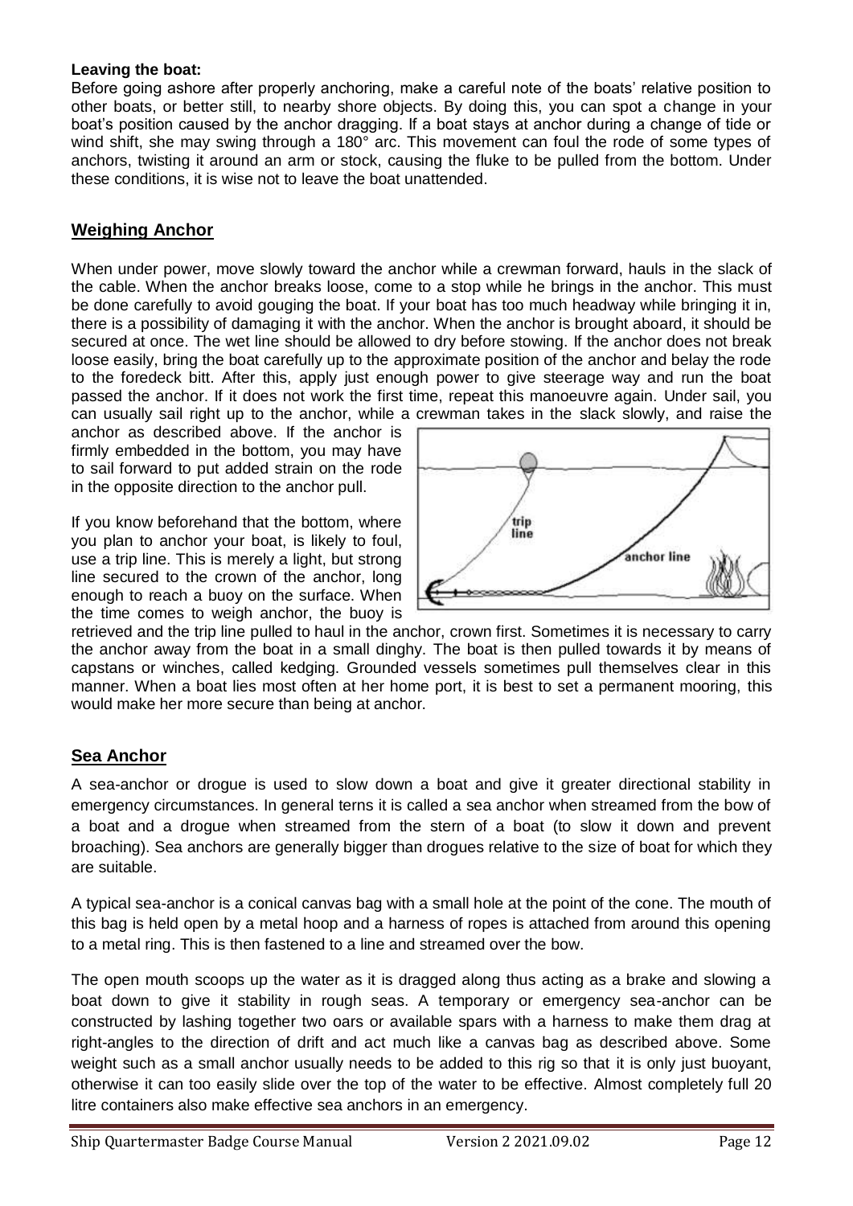**Leaving the boat:**
Before going ashore after properly anchoring, make a careful note of the boats' relative position to other boats, or better still, to nearby shore objects. By doing this, you can spot a change in your boat's position caused by the anchor dragging. If a boat stays at anchor during a change of tide or wind shift, she may swing through a 180° arc. This movement can foul the rode of some types of anchors, twisting it around an arm or stock, causing the fluke to be pulled from the bottom. Under these conditions, it is wise not to leave the boat unattended.

## Weighing Anchor

When under power, move slowly toward the anchor while a crewman forward, hauls in the slack of the cable. When the anchor breaks loose, come to a stop while he brings in the anchor. This must be done carefully to avoid gouging the boat. If your boat has too much headway while bringing it in, there is a possibility of damaging it with the anchor. When the anchor is brought aboard, it should be secured at once. The wet line should be allowed to dry before stowing. If the anchor does not break loose easily, bring the boat carefully up to the approximate position of the anchor and belay the rode to the foredeck bitt. After this, apply just enough power to give steerage way and run the boat passed the anchor. If it does not work the first time, repeat this manoeuvre again. Under sail, you can usually sail right up to the anchor, while a crewman takes in the slack slowly, and raise the anchor as described above. If the anchor is firmly embedded in the bottom, you may have to sail forward to put added strain on the rode in the opposite direction to the anchor pull.

If you know beforehand that the bottom, where you plan to anchor your boat, is likely to foul, use a trip line. This is merely a light, but strong line secured to the crown of the anchor, long enough to reach a buoy on the surface. When the time comes to weigh anchor, the buoy is retrieved and the trip line pulled to haul in the anchor, crown first. Sometimes it is necessary to carry the anchor away from the boat in a small dinghy. The boat is then pulled towards it by means of capstans or winches, called kedging. Grounded vessels sometimes pull themselves clear in this manner. When a boat lies most often at her home port, it is best to set a permanent mooring, this would make her more secure than being at anchor.

## Sea Anchor

A sea-anchor or drogue is used to slow down a boat and give it greater directional stability in emergency circumstances. In general terns it is called a sea anchor when streamed from the bow of a boat and a drogue when streamed from the stern of a boat (to slow it down and prevent broaching). Sea anchors are generally bigger than drogues relative to the size of boat for which they are suitable.

A typical sea-anchor is a conical canvas bag with a small hole at the point of the cone. The mouth of this bag is held open by a metal hoop and a harness of ropes is attached from around this opening to a metal ring. This is then fastened to a line and streamed over the bow.

The open mouth scoops up the water as it is dragged along thus acting as a brake and slowing a boat down to give it stability in rough seas. A temporary or emergency sea-anchor can be constructed by lashing together two oars or available spars with a harness to make them drag at right-angles to the direction of drift and act much like a canvas bag as described above. Some weight such as a small anchor usually needs to be added to this rig so that it is only just buoyant, otherwise it can too easily slide over the top of the water to be effective. Almost completely full 20 litre containers also make effective sea anchors in an emergency.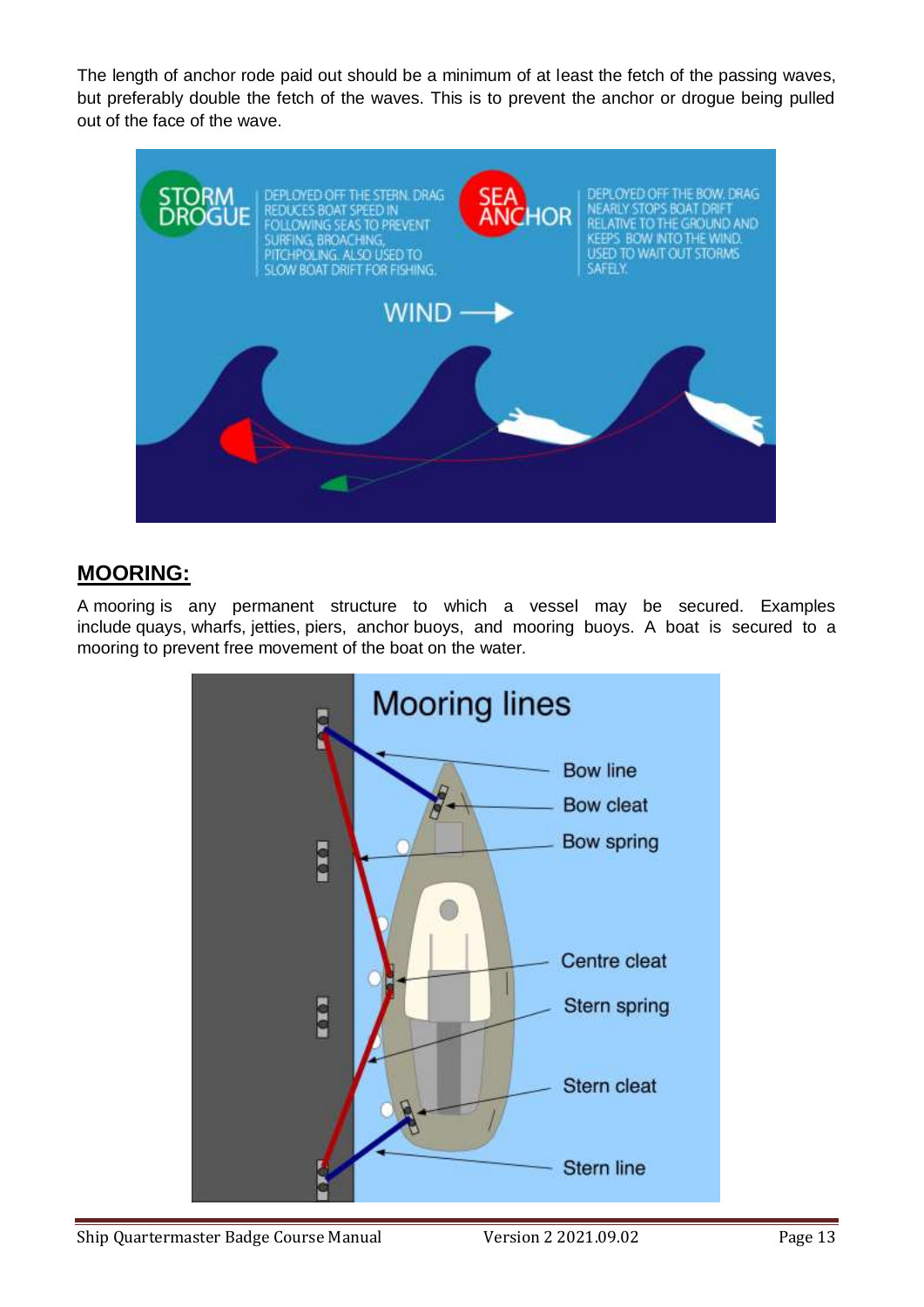The length of anchor rode paid out should be a minimum of at least the fetch of the passing waves, but preferably double the fetch of the waves. This is to prevent the anchor or drogue being pulled out of the face of the wave.

## MOORING:

A mooring is any permanent structure to which a vessel may be secured. Examples include quays, wharfs, jetties, piers, anchor buoys, and mooring buoys. A boat is secured to a mooring to prevent free movement of the boat on the water.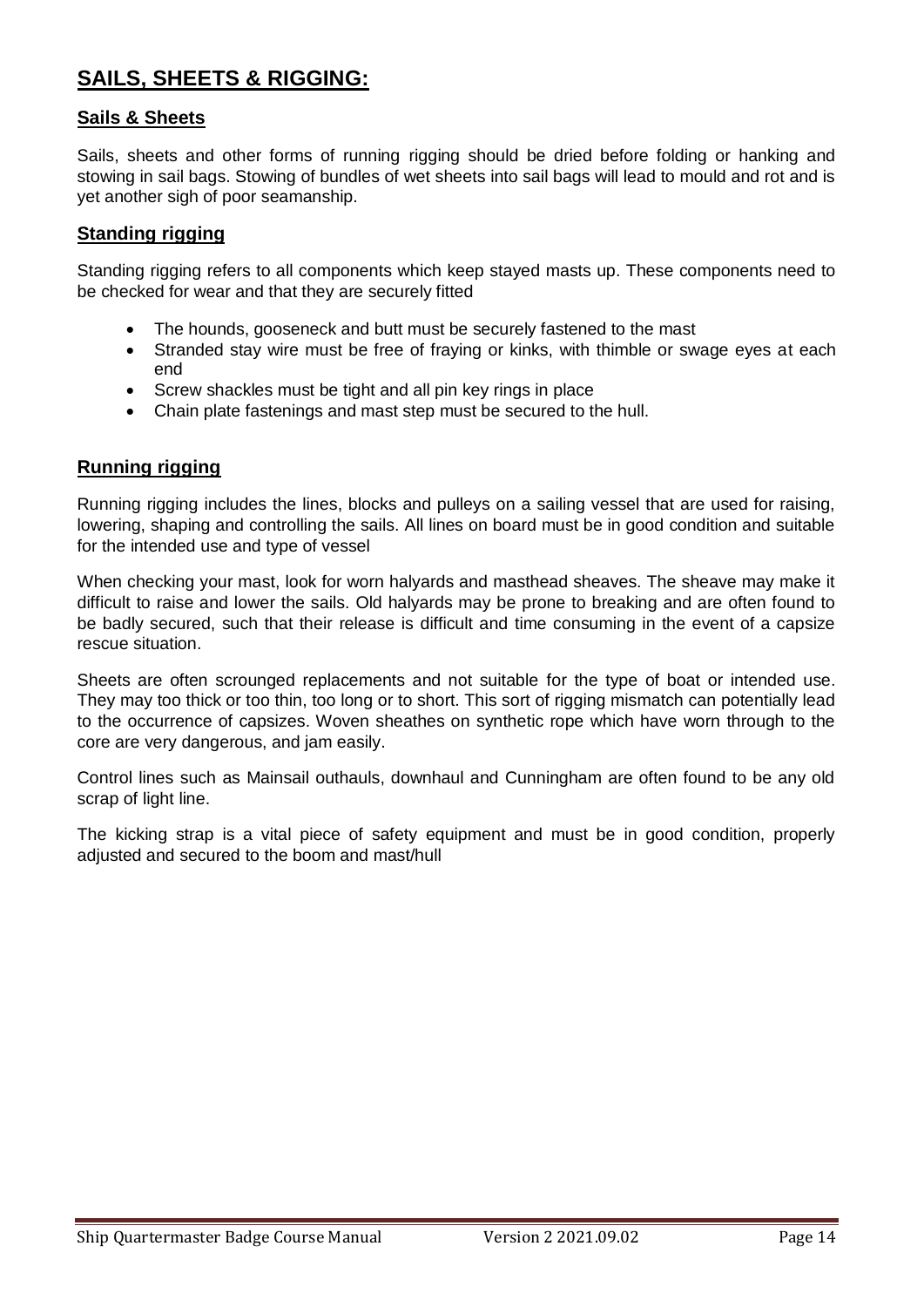## SAILS, SHEETS & RIGGING:

### Sails & Sheets

Sails, sheets and other forms of running rigging should be dried before folding or hanking and stowing in sail bags. Stowing of bundles of wet sheets into sail bags will lead to mould and rot and is yet another sigh of poor seamanship.

### Standing rigging

Standing rigging refers to all components which keep stayed masts up. These components need to be checked for wear and that they are securely fitted

- The hounds, gooseneck and butt must be securely fastened to the mast
- Stranded stay wire must be free of fraying or kinks, with thimble or swage eyes at each end
- Screw shackles must be tight and all pin key rings in place
- Chain plate fastenings and mast step must be secured to the hull.

### Running rigging

Running rigging includes the lines, blocks and pulleys on a sailing vessel that are used for raising, lowering, shaping and controlling the sails. All lines on board must be in good condition and suitable for the intended use and type of vessel

When checking your mast, look for worn halyards and masthead sheaves. The sheave may make it difficult to raise and lower the sails. Old halyards may be prone to breaking and are often found to be badly secured, such that their release is difficult and time consuming in the event of a capsize rescue situation.

Sheets are often scrounged replacements and not suitable for the type of boat or intended use. They may too thick or too thin, too long or to short. This sort of rigging mismatch can potentially lead to the occurrence of capsizes. Woven sheathes on synthetic rope which have worn through to the core are very dangerous, and jam easily.

Control lines such as Mainsail outhauls, downhaul and Cunningham are often found to be any old scrap of light line.

The kicking strap is a vital piece of safety equipment and must be in good condition, properly adjusted and secured to the boom and mast/hull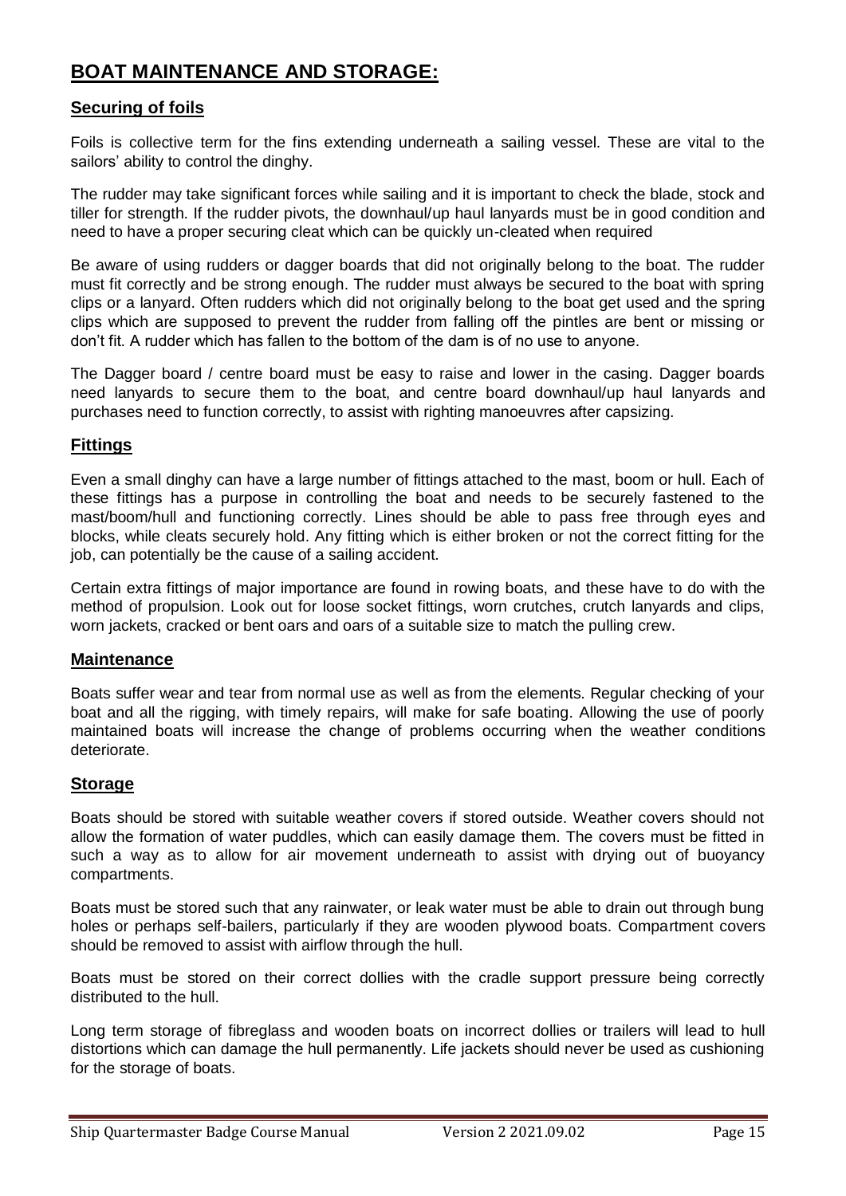# BOAT MAINTENANCE AND STORAGE:

## Securing of foils

Foils is collective term for the fins extending underneath a sailing vessel. These are vital to the sailors' ability to control the dinghy.

The rudder may take significant forces while sailing and it is important to check the blade, stock and tiller for strength. If the rudder pivots, the downhaul/up haul lanyards must be in good condition and need to have a proper securing cleat which can be quickly un-cleated when required

Be aware of using rudders or dagger boards that did not originally belong to the boat. The rudder must fit correctly and be strong enough. The rudder must always be secured to the boat with spring clips or a lanyard. Often rudders which did not originally belong to the boat get used and the spring clips which are supposed to prevent the rudder from falling off the pintles are bent or missing or don't fit. A rudder which has fallen to the bottom of the dam is of no use to anyone.

The Dagger board / centre board must be easy to raise and lower in the casing. Dagger boards need lanyards to secure them to the boat, and centre board downhaul/up haul lanyards and purchases need to function correctly, to assist with righting manoeuvres after capsizing.

## Fittings

Even a small dinghy can have a large number of fittings attached to the mast, boom or hull. Each of these fittings has a purpose in controlling the boat and needs to be securely fastened to the mast/boom/hull and functioning correctly. Lines should be able to pass free through eyes and blocks, while cleats securely hold. Any fitting which is either broken or not the correct fitting for the job, can potentially be the cause of a sailing accident.

Certain extra fittings of major importance are found in rowing boats, and these have to do with the method of propulsion. Look out for loose socket fittings, worn crutches, crutch lanyards and clips, worn jackets, cracked or bent oars and oars of a suitable size to match the pulling crew.

## Maintenance

Boats suffer wear and tear from normal use as well as from the elements. Regular checking of your boat and all the rigging, with timely repairs, will make for safe boating. Allowing the use of poorly maintained boats will increase the change of problems occurring when the weather conditions deteriorate.

## Storage

Boats should be stored with suitable weather covers if stored outside. Weather covers should not allow the formation of water puddles, which can easily damage them. The covers must be fitted in such a way as to allow for air movement underneath to assist with drying out of buoyancy compartments.

Boats must be stored such that any rainwater, or leak water must be able to drain out through bung holes or perhaps self-bailers, particularly if they are wooden plywood boats. Compartment covers should be removed to assist with airflow through the hull.

Boats must be stored on their correct dollies with the cradle support pressure being correctly distributed to the hull.

Long term storage of fibreglass and wooden boats on incorrect dollies or trailers will lead to hull distortions which can damage the hull permanently. Life jackets should never be used as cushioning for the storage of boats.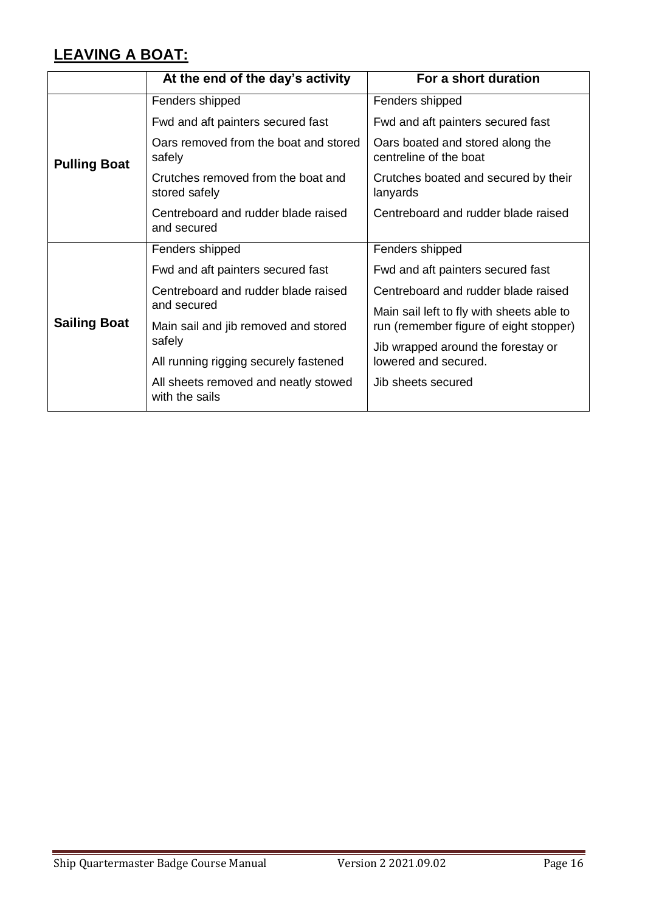## LEAVING A BOAT:

| | At the end of the day's activity | For a short duration |
|---|---|---|
| **Pulling Boat** | Fenders shipped<br>Fwd and aft painters secured fast<br>Oars removed from the boat and stored safely<br>Crutches removed from the boat and stored safely<br>Centreboard and rudder blade raised and secured | Fenders shipped<br>Fwd and aft painters secured fast<br>Oars boated and stored along the centreline of the boat<br>Crutches boated and secured by their lanyards<br>Centreboard and rudder blade raised |
| **Sailing Boat** | Fenders shipped<br>Fwd and aft painters secured fast<br>Centreboard and rudder blade raised and secured<br>Main sail and jib removed and stored safely<br>All running rigging securely fastened<br>All sheets removed and neatly stowed with the sails | Fenders shipped<br>Fwd and aft painters secured fast<br>Centreboard and rudder blade raised<br>Main sail left to fly with sheets able to run (remember figure of eight stopper)<br>Jib wrapped around the forestay or lowered and secured.<br>Jib sheets secured |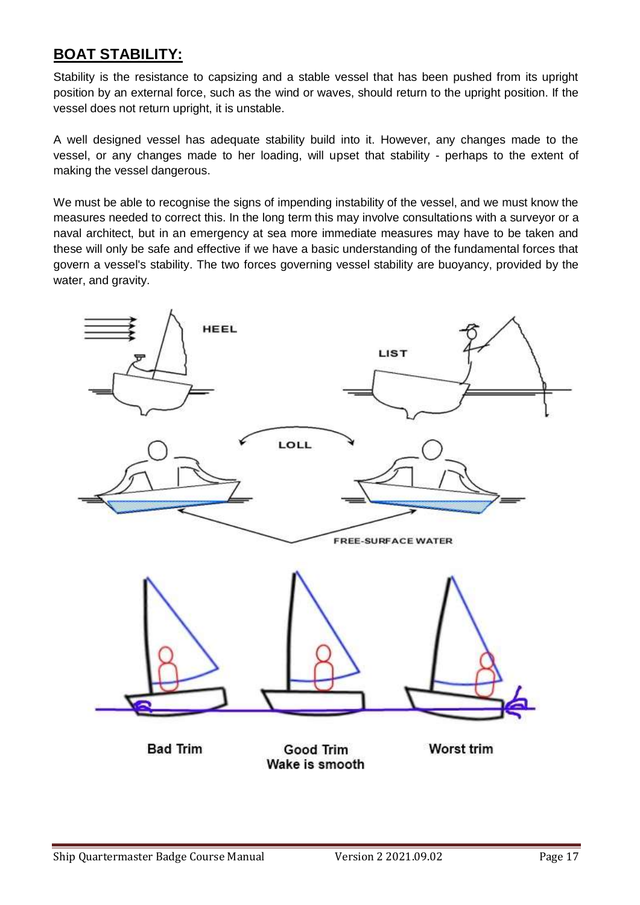## BOAT STABILITY:

Stability is the resistance to capsizing and a stable vessel that has been pushed from its upright position by an external force, such as the wind or waves, should return to the upright position. If the vessel does not return upright, it is unstable.

A well designed vessel has adequate stability build into it. However, any changes made to the vessel, or any changes made to her loading, will upset that stability - perhaps to the extent of making the vessel dangerous.

We must be able to recognise the signs of impending instability of the vessel, and we must know the measures needed to correct this. In the long term this may involve consultations with a surveyor or a naval architect, but in an emergency at sea more immediate measures may have to be taken and these will only be safe and effective if we have a basic understanding of the fundamental forces that govern a vessel's stability. The two forces governing vessel stability are buoyancy, provided by the water, and gravity.

HEEL

LIST

LOLL

FREE-SURFACE WATER

Bad Trim

Good Trim
Wake is smooth

Worst trim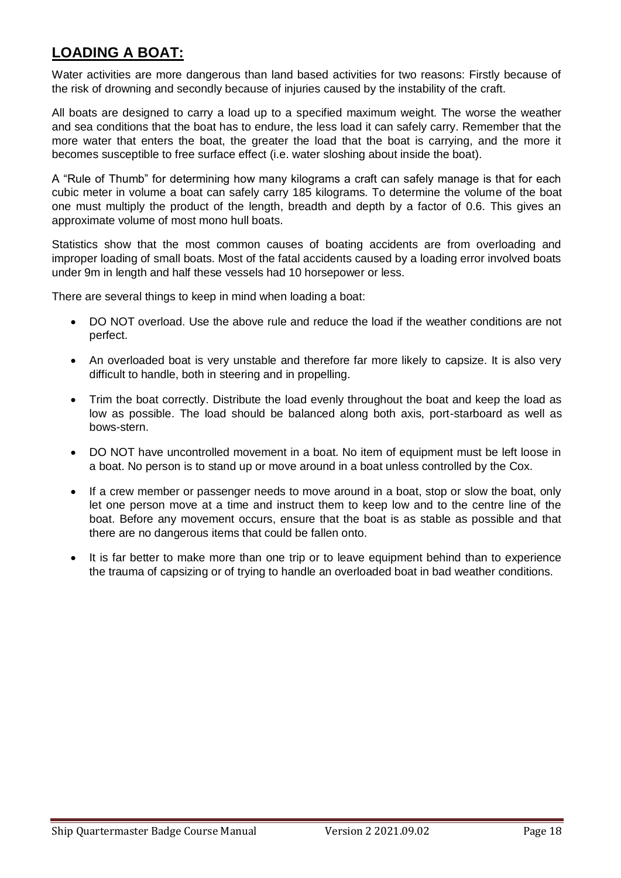## **LOADING A BOAT:**

Water activities are more dangerous than land based activities for two reasons: Firstly because of the risk of drowning and secondly because of injuries caused by the instability of the craft.

All boats are designed to carry a load up to a specified maximum weight. The worse the weather and sea conditions that the boat has to endure, the less load it can safely carry. Remember that the more water that enters the boat, the greater the load that the boat is carrying, and the more it becomes susceptible to free surface effect (i.e. water sloshing about inside the boat).

A "Rule of Thumb" for determining how many kilograms a craft can safely manage is that for each cubic meter in volume a boat can safely carry 185 kilograms. To determine the volume of the boat one must multiply the product of the length, breadth and depth by a factor of 0.6. This gives an approximate volume of most mono hull boats.

Statistics show that the most common causes of boating accidents are from overloading and improper loading of small boats. Most of the fatal accidents caused by a loading error involved boats under 9m in length and half these vessels had 10 horsepower or less.

There are several things to keep in mind when loading a boat:

- DO NOT overload. Use the above rule and reduce the load if the weather conditions are not perfect.
- An overloaded boat is very unstable and therefore far more likely to capsize. It is also very difficult to handle, both in steering and in propelling.
- Trim the boat correctly. Distribute the load evenly throughout the boat and keep the load as low as possible. The load should be balanced along both axis, port-starboard as well as bows-stern.
- DO NOT have uncontrolled movement in a boat. No item of equipment must be left loose in a boat. No person is to stand up or move around in a boat unless controlled by the Cox.
- If a crew member or passenger needs to move around in a boat, stop or slow the boat, only let one person move at a time and instruct them to keep low and to the centre line of the boat. Before any movement occurs, ensure that the boat is as stable as possible and that there are no dangerous items that could be fallen onto.
- It is far better to make more than one trip or to leave equipment behind than to experience the trauma of capsizing or of trying to handle an overloaded boat in bad weather conditions.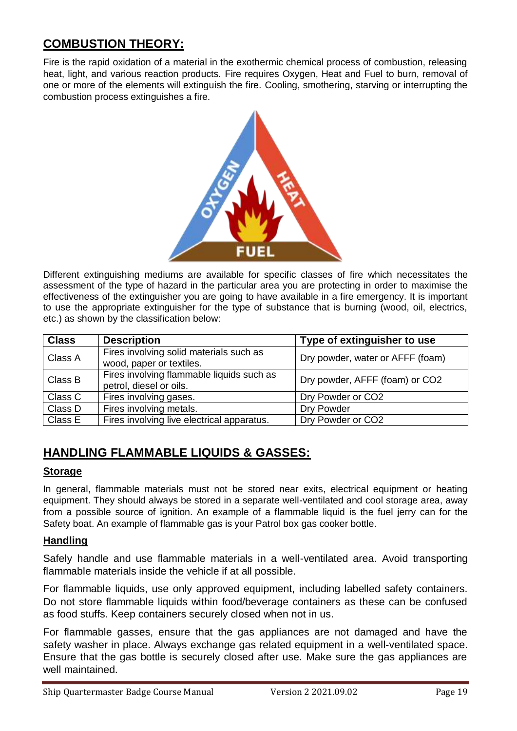## COMBUSTION THEORY:

Fire is the rapid oxidation of a material in the exothermic chemical process of combustion, releasing heat, light, and various reaction products. Fire requires Oxygen, Heat and Fuel to burn, removal of one or more of the elements will extinguish the fire. Cooling, smothering, starving or interrupting the combustion process extinguishes a fire.

OXYGEN
HEAT
FUEL

Different extinguishing mediums are available for specific classes of fire which necessitates the assessment of the type of hazard in the particular area you are protecting in order to maximise the effectiveness of the extinguisher you are going to have available in a fire emergency. It is important to use the appropriate extinguisher for the type of substance that is burning (wood, oil, electrics, etc.) as shown by the classification below:

| Class | Description | Type of extinguisher to use |
|---|---|---|
| Class A | Fires involving solid materials such as wood, paper or textiles. | Dry powder, water or AFFF (foam) |
| Class B | Fires involving flammable liquids such as petrol, diesel or oils. | Dry powder, AFFF (foam) or CO2 |
| Class C | Fires involving gases. | Dry Powder or CO2 |
| Class D | Fires involving metals. | Dry Powder |
| Class E | Fires involving live electrical apparatus. | Dry Powder or CO2 |

## HANDLING FLAMMABLE LIQUIDS & GASSES:

### Storage

In general, flammable materials must not be stored near exits, electrical equipment or heating equipment. They should always be stored in a separate well-ventilated and cool storage area, away from a possible source of ignition. An example of a flammable liquid is the fuel jerry can for the Safety boat. An example of flammable gas is your Patrol box gas cooker bottle.

### Handling

Safely handle and use flammable materials in a well-ventilated area. Avoid transporting flammable materials inside the vehicle if at all possible.

For flammable liquids, use only approved equipment, including labelled safety containers. Do not store flammable liquids within food/beverage containers as these can be confused as food stuffs. Keep containers securely closed when not in us.

For flammable gasses, ensure that the gas appliances are not damaged and have the safety washer in place. Always exchange gas related equipment in a well-ventilated space. Ensure that the gas bottle is securely closed after use. Make sure the gas appliances are well maintained.